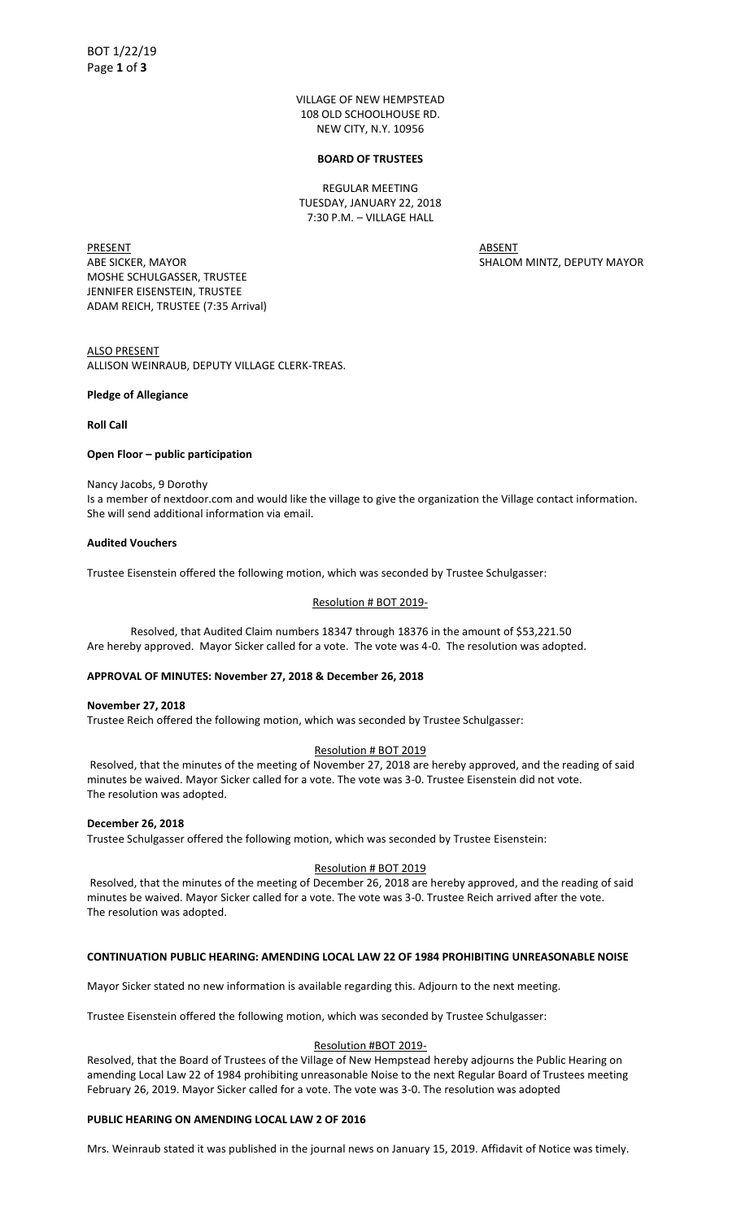VILLAGE OF NEW HEMPSTEAD
108 OLD SCHOOLHOUSE RD.
NEW CITY, N.Y. 10956

**BOARD OF TRUSTEES**

REGULAR MEETING
TUESDAY, JANUARY 22, 2018
7:30 P.M. – VILLAGE HALL

| PRESENT | ABSENT |
|---|---|
| ABE SICKER, MAYOR | SHALOM MINTZ, DEPUTY MAYOR |
| MOSHE SCHULGASSER, TRUSTEE | |
| JENNIFER EISENSTEIN, TRUSTEE | |
| ADAM REICH, TRUSTEE (7:35 Arrival) | |

ALSO PRESENT
ALLISON WEINRAUB, DEPUTY VILLAGE CLERK-TREAS.

**Pledge of Allegiance**

**Roll Call**

**Open Floor – public participation**

Nancy Jacobs, 9 Dorothy
Is a member of nextdoor.com and would like the village to give the organization the Village contact information. She will send additional information via email.

**Audited Vouchers**

Trustee Eisenstein offered the following motion, which was seconded by Trustee Schulgasser:

Resolution # BOT 2019-

Resolved, that Audited Claim numbers 18347 through 18376 in the amount of $53,221.50 Are hereby approved. Mayor Sicker called for a vote. The vote was 4-0. The resolution was adopted.

**APPROVAL OF MINUTES: November 27, 2018 & December 26, 2018**

**November 27, 2018**
Trustee Reich offered the following motion, which was seconded by Trustee Schulgasser:

Resolution # BOT 2019

Resolved, that the minutes of the meeting of November 27, 2018 are hereby approved, and the reading of said minutes be waived. Mayor Sicker called for a vote. The vote was 3-0. Trustee Eisenstein did not vote. The resolution was adopted.

**December 26, 2018**
Trustee Schulgasser offered the following motion, which was seconded by Trustee Eisenstein:

Resolution # BOT 2019

Resolved, that the minutes of the meeting of December 26, 2018 are hereby approved, and the reading of said minutes be waived. Mayor Sicker called for a vote. The vote was 3-0. Trustee Reich arrived after the vote. The resolution was adopted.

**CONTINUATION PUBLIC HEARING: AMENDING LOCAL LAW 22 OF 1984 PROHIBITING UNREASONABLE NOISE**

Mayor Sicker stated no new information is available regarding this. Adjourn to the next meeting.

Trustee Eisenstein offered the following motion, which was seconded by Trustee Schulgasser:

Resolution #BOT 2019-

Resolved, that the Board of Trustees of the Village of New Hempstead hereby adjourns the Public Hearing on amending Local Law 22 of 1984 prohibiting unreasonable Noise to the next Regular Board of Trustees meeting February 26, 2019. Mayor Sicker called for a vote. The vote was 3-0. The resolution was adopted

**PUBLIC HEARING ON AMENDING LOCAL LAW 2 OF 2016**

Mrs. Weinraub stated it was published in the journal news on January 15, 2019. Affidavit of Notice was timely.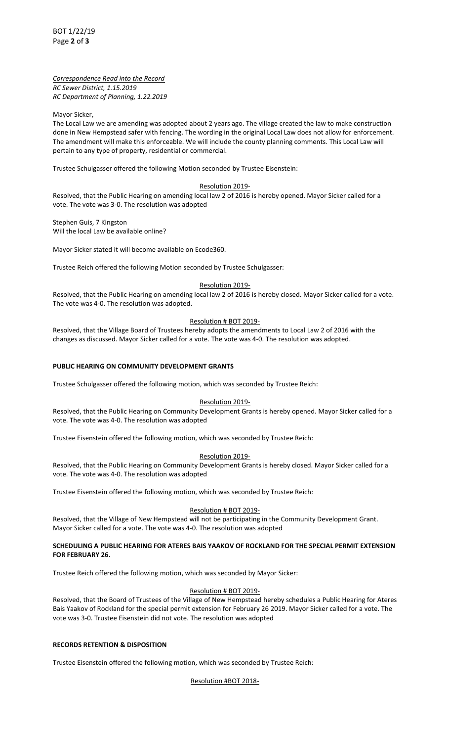*Correspondence Read into the Record*
*RC Sewer District, 1.15.2019*
*RC Department of Planning, 1.22.2019*

Mayor Sicker,
The Local Law we are amending was adopted about 2 years ago. The village created the law to make construction done in New Hempstead safer with fencing. The wording in the original Local Law does not allow for enforcement. The amendment will make this enforceable. We will include the county planning comments. This Local Law will pertain to any type of property, residential or commercial.

Trustee Schulgasser offered the following Motion seconded by Trustee Eisenstein:

Resolution 2019-

Resolved, that the Public Hearing on amending local law 2 of 2016 is hereby opened. Mayor Sicker called for a vote. The vote was 3-0. The resolution was adopted

Stephen Guis, 7 Kingston
Will the local Law be available online?

Mayor Sicker stated it will become available on Ecode360.

Trustee Reich offered the following Motion seconded by Trustee Schulgasser:

Resolution 2019-

Resolved, that the Public Hearing on amending local law 2 of 2016 is hereby closed. Mayor Sicker called for a vote. The vote was 4-0. The resolution was adopted.

Resolution # BOT 2019-

Resolved, that the Village Board of Trustees hereby adopts the amendments to Local Law 2 of 2016 with the changes as discussed. Mayor Sicker called for a vote. The vote was 4-0. The resolution was adopted.

**PUBLIC HEARING ON COMMUNITY DEVELOPMENT GRANTS**

Trustee Schulgasser offered the following motion, which was seconded by Trustee Reich:

Resolution 2019-

Resolved, that the Public Hearing on Community Development Grants is hereby opened. Mayor Sicker called for a vote. The vote was 4-0. The resolution was adopted

Trustee Eisenstein offered the following motion, which was seconded by Trustee Reich:

Resolution 2019-

Resolved, that the Public Hearing on Community Development Grants is hereby closed. Mayor Sicker called for a vote. The vote was 4-0. The resolution was adopted

Trustee Eisenstein offered the following motion, which was seconded by Trustee Reich:

Resolution # BOT 2019-

Resolved, that the Village of New Hempstead will not be participating in the Community Development Grant. Mayor Sicker called for a vote. The vote was 4-0. The resolution was adopted

**SCHEDULING A PUBLIC HEARING FOR ATERES BAIS YAAKOV OF ROCKLAND FOR THE SPECIAL PERMIT EXTENSION FOR FEBRUARY 26.**

Trustee Reich offered the following motion, which was seconded by Mayor Sicker:

Resolution # BOT 2019-

Resolved, that the Board of Trustees of the Village of New Hempstead hereby schedules a Public Hearing for Ateres Bais Yaakov of Rockland for the special permit extension for February 26 2019. Mayor Sicker called for a vote. The vote was 3-0. Trustee Eisenstein did not vote. The resolution was adopted

**RECORDS RETENTION & DISPOSITION**

Trustee Eisenstein offered the following motion, which was seconded by Trustee Reich:

Resolution #BOT 2018-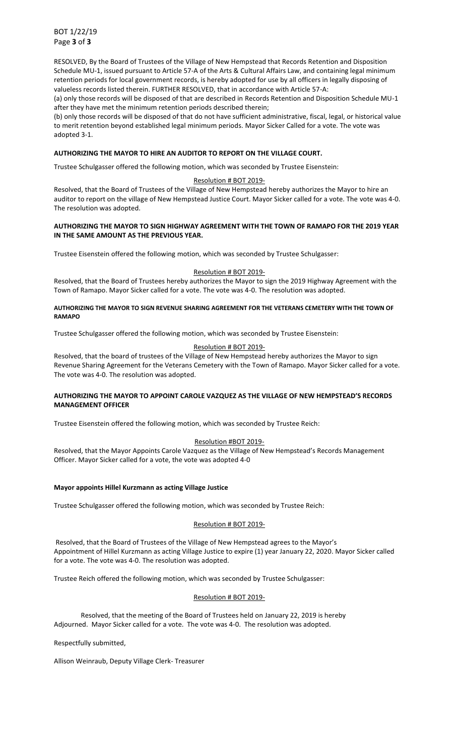RESOLVED, By the Board of Trustees of the Village of New Hempstead that Records Retention and Disposition Schedule MU-1, issued pursuant to Article 57-A of the Arts & Cultural Affairs Law, and containing legal minimum retention periods for local government records, is hereby adopted for use by all officers in legally disposing of valueless records listed therein. FURTHER RESOLVED, that in accordance with Article 57-A:

(a) only those records will be disposed of that are described in Records Retention and Disposition Schedule MU-1 after they have met the minimum retention periods described therein;

(b) only those records will be disposed of that do not have sufficient administrative, fiscal, legal, or historical value to merit retention beyond established legal minimum periods. Mayor Sicker Called for a vote. The vote was adopted 3-1.

**AUTHORIZING THE MAYOR TO HIRE AN AUDITOR TO REPORT ON THE VILLAGE COURT.**

Trustee Schulgasser offered the following motion, which was seconded by Trustee Eisenstein:

Resolution # BOT 2019-

Resolved, that the Board of Trustees of the Village of New Hempstead hereby authorizes the Mayor to hire an auditor to report on the village of New Hempstead Justice Court. Mayor Sicker called for a vote. The vote was 4-0. The resolution was adopted.

**AUTHORIZING THE MAYOR TO SIGN HIGHWAY AGREEMENT WITH THE TOWN OF RAMAPO FOR THE 2019 YEAR IN THE SAME AMOUNT AS THE PREVIOUS YEAR.**

Trustee Eisenstein offered the following motion, which was seconded by Trustee Schulgasser:

Resolution # BOT 2019-

Resolved, that the Board of Trustees hereby authorizes the Mayor to sign the 2019 Highway Agreement with the Town of Ramapo. Mayor Sicker called for a vote. The vote was 4-0. The resolution was adopted.

**AUTHORIZING THE MAYOR TO SIGN REVENUE SHARING AGREEMENT FOR THE VETERANS CEMETERY WITH THE TOWN OF RAMAPO**

Trustee Schulgasser offered the following motion, which was seconded by Trustee Eisenstein:

Resolution # BOT 2019-

Resolved, that the board of trustees of the Village of New Hempstead hereby authorizes the Mayor to sign Revenue Sharing Agreement for the Veterans Cemetery with the Town of Ramapo. Mayor Sicker called for a vote. The vote was 4-0. The resolution was adopted.

**AUTHORIZING THE MAYOR TO APPOINT CAROLE VAZQUEZ AS THE VILLAGE OF NEW HEMPSTEAD'S RECORDS MANAGEMENT OFFICER**

Trustee Eisenstein offered the following motion, which was seconded by Trustee Reich:

Resolution #BOT 2019-

Resolved, that the Mayor Appoints Carole Vazquez as the Village of New Hempstead's Records Management Officer. Mayor Sicker called for a vote, the vote was adopted 4-0

**Mayor appoints Hillel Kurzmann as acting Village Justice**

Trustee Schulgasser offered the following motion, which was seconded by Trustee Reich:

Resolution # BOT 2019-

Resolved, that the Board of Trustees of the Village of New Hempstead agrees to the Mayor's Appointment of Hillel Kurzmann as acting Village Justice to expire (1) year January 22, 2020. Mayor Sicker called for a vote. The vote was 4-0. The resolution was adopted.

Trustee Reich offered the following motion, which was seconded by Trustee Schulgasser:

Resolution # BOT 2019-

Resolved, that the meeting of the Board of Trustees held on January 22, 2019 is hereby Adjourned. Mayor Sicker called for a vote. The vote was 4-0. The resolution was adopted.

Respectfully submitted,

Allison Weinraub, Deputy Village Clerk- Treasurer